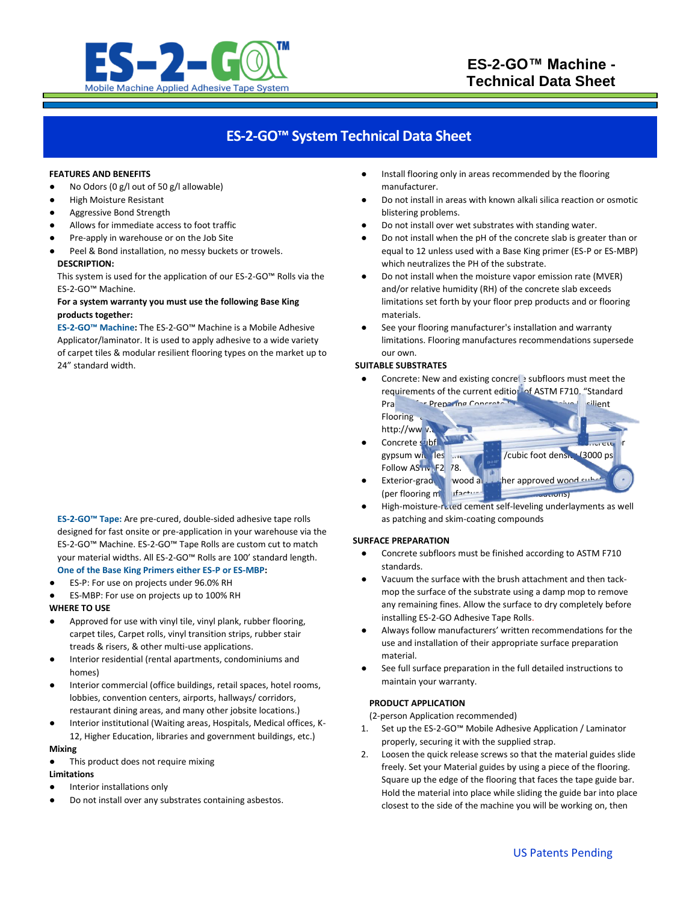# ES-2-GO™ Machine - Technical Data Sheet

## ES-2-GO™ System Technical Data Sheet

**FEATURES AND BENEFITS**

- No Odors (0 g/l out of 50 g/l allowable)
- High Moisture Resistant
- Aggressive Bond Strength
- Allows for immediate access to foot traffic
- Pre-apply in warehouse or on the Job Site
- Peel & Bond installation, no messy buckets or trowels.

**DESCRIPTION:**

This system is used for the application of our ES-2-GO™ Rolls via the ES-2-GO™ Machine.

**For a system warranty you must use the following Base King products together:**

**ES-2-GO™ Machine:** The ES-2-GO™ Machine is a Mobile Adhesive Applicator/laminator. It is used to apply adhesive to a wide variety of carpet tiles & modular resilient flooring types on the market up to 24" standard width.

**ES-2-GO™ Tape:** Are pre-cured, double-sided adhesive tape rolls designed for fast onsite or pre-application in your warehouse via the ES-2-GO™ Machine. ES-2-GO™ Tape Rolls are custom cut to match your material widths. All ES-2-GO™ Rolls are 100' standard length.

**One of the Base King Primers either ES-P or ES-MBP:**

- ES-P: For use on projects under 96.0% RH
- ES-MBP: For use on projects up to 100% RH

**WHERE TO USE**

- Approved for use with vinyl tile, vinyl plank, rubber flooring, carpet tiles, Carpet rolls, vinyl transition strips, rubber stair treads & risers, & other multi-use applications.
- Interior residential (rental apartments, condominiums and homes)
- Interior commercial (office buildings, retail spaces, hotel rooms, lobbies, convention centers, airports, hallways/ corridors, restaurant dining areas, and many other jobsite locations.)
- Interior institutional (Waiting areas, Hospitals, Medical offices, K-12, Higher Education, libraries and government buildings, etc.)

**Mixing**

- This product does not require mixing

**Limitations**

- Interior installations only
- Do not install over any substrates containing asbestos.
- Install flooring only in areas recommended by the flooring manufacturer.
- Do not install in areas with known alkali silica reaction or osmotic blistering problems.
- Do not install over wet substrates with standing water.
- Do not install when the pH of the concrete slab is greater than or equal to 12 unless used with a Base King primer (ES-P or ES-MBP) which neutralizes the PH of the substrate.
- Do not install when the moisture vapor emission rate (MVER) and/or relative humidity (RH) of the concrete slab exceeds limitations set forth by your floor prep products and or flooring materials.
- See your flooring manufacturer's installation and warranty limitations. Flooring manufactures recommendations supersede our own.

**SUITABLE SUBSTRATES**

- Concrete: New and existing concrete subfloors must meet the requirements of the current edition of ASTM F710, "Standard Pra... for Preparing Concrete ... Resilient Flooring ... http://ww...
- Concrete subfl... concrete ... gypsum wi... les... /cubic foot density (3000 ps... Follow ASTM F2... 78.
- Exterior-grade ... wood a... other approved wood subst... (per flooring manufacturer... ...ications)
- High-moisture-rated cement self-leveling underlayments as well as patching and skim-coating compounds

**SURFACE PREPARATION**

- Concrete subfloors must be finished according to ASTM F710 standards.
- Vacuum the surface with the brush attachment and then tack-mop the surface of the substrate using a damp mop to remove any remaining fines. Allow the surface to dry completely before installing ES-2-GO Adhesive Tape Rolls.
- Always follow manufacturers' written recommendations for the use and installation of their appropriate surface preparation material.
- See full surface preparation in the full detailed instructions to maintain your warranty.

**PRODUCT APPLICATION**

(2-person Application recommended)

1. Set up the ES-2-GO™ Mobile Adhesive Application / Laminator properly, securing it with the supplied strap.
2. Loosen the quick release screws so that the material guides slide freely. Set your Material guides by using a piece of the flooring. Square up the edge of the flooring that faces the tape guide bar. Hold the material into place while sliding the guide bar into place closest to the side of the machine you will be working on, then

US Patents Pending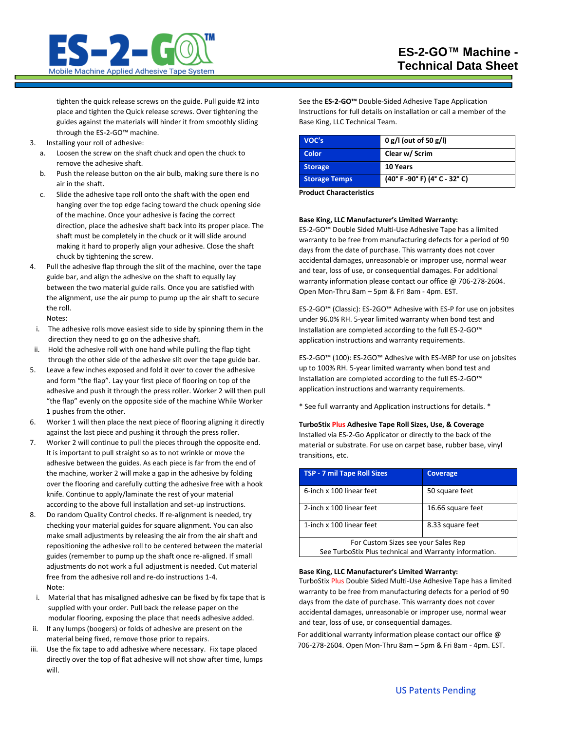tighten the quick release screws on the guide. Pull guide #2 into place and tighten the Quick release screws. Over tightening the guides against the materials will hinder it from smoothly sliding through the ES-2-GO™ machine.

3. Installing your roll of adhesive:
   a. Loosen the screw on the shaft chuck and open the chuck to remove the adhesive shaft.
   b. Push the release button on the air bulb, making sure there is no air in the shaft.
   c. Slide the adhesive tape roll onto the shaft with the open end hanging over the top edge facing toward the chuck opening side of the machine. Once your adhesive is facing the correct direction, place the adhesive shaft back into its proper place. The shaft must be completely in the chuck or it will slide around making it hard to properly align your adhesive. Close the shaft chuck by tightening the screw.
4. Pull the adhesive flap through the slit of the machine, over the tape guide bar, and align the adhesive on the shaft to equally lay between the two material guide rails. Once you are satisfied with the alignment, use the air pump to pump up the air shaft to secure the roll.

   Notes:
   i. The adhesive rolls move easiest side to side by spinning them in the direction they need to go on the adhesive shaft.
   ii. Hold the adhesive roll with one hand while pulling the flap tight through the other side of the adhesive slit over the tape guide bar.
5. Leave a few inches exposed and fold it over to cover the adhesive and form "the flap". Lay your first piece of flooring on top of the adhesive and push it through the press roller. Worker 2 will then pull "the flap" evenly on the opposite side of the machine While Worker 1 pushes from the other.
6. Worker 1 will then place the next piece of flooring aligning it directly against the last piece and pushing it through the press roller.
7. Worker 2 will continue to pull the pieces through the opposite end. It is important to pull straight so as to not wrinkle or move the adhesive between the guides. As each piece is far from the end of the machine, worker 2 will make a gap in the adhesive by folding over the flooring and carefully cutting the adhesive free with a hook knife. Continue to apply/laminate the rest of your material according to the above full installation and set-up instructions.
8. Do random Quality Control checks. If re-alignment is needed, try checking your material guides for square alignment. You can also make small adjustments by releasing the air from the air shaft and repositioning the adhesive roll to be centered between the material guides (remember to pump up the shaft once re-aligned. If small adjustments do not work a full adjustment is needed. Cut material free from the adhesive roll and re-do instructions 1-4.

   Note:
   i. Material that has misaligned adhesive can be fixed by fix tape that is supplied with your order. Pull back the release paper on the modular flooring, exposing the place that needs adhesive added.
   ii. If any lumps (boogers) or folds of adhesive are present on the material being fixed, remove those prior to repairs.
   iii. Use the fix tape to add adhesive where necessary. Fix tape placed directly over the top of flat adhesive will not show after time, lumps will.

See the **ES-2-GO™** Double-Sided Adhesive Tape Application Instructions for full details on installation or call a member of the Base King, LLC Technical Team.

| | |
|---|---|
| **VOC's** | **0 g/l (out of 50 g/l)** |
| **Color** | **Clear w/ Scrim** |
| **Storage** | **10 Years** |
| **Storage Temps** | **(40° F -90° F) (4° C - 32° C)** |

**Product Characteristics**

**Base King, LLC Manufacturer's Limited Warranty:**
ES-2-GO™ Double Sided Multi-Use Adhesive Tape has a limited warranty to be free from manufacturing defects for a period of 90 days from the date of purchase. This warranty does not cover accidental damages, unreasonable or improper use, normal wear and tear, loss of use, or consequential damages. For additional warranty information please contact our office @ 706-278-2604. Open Mon-Thru 8am – 5pm & Fri 8am - 4pm. EST.

ES-2-GO™ (Classic): ES-2GO™ Adhesive with ES-P for use on jobsites under 96.0% RH. 5-year limited warranty when bond test and Installation are completed according to the full ES-2-GO™ application instructions and warranty requirements.

ES-2-GO™ (100): ES-2GO™ Adhesive with ES-MBP for use on jobsites up to 100% RH. 5-year limited warranty when bond test and Installation are completed according to the full ES-2-GO™ application instructions and warranty requirements.

* See full warranty and Application instructions for details. *

**TurboStix Plus Adhesive Tape Roll Sizes, Use, & Coverage**
Installed via ES-2-Go Applicator or directly to the back of the material or substrate. For use on carpet base, rubber base, vinyl transitions, etc.

| TSP - 7 mil Tape Roll Sizes | Coverage |
|---|---|
| 6-inch x 100 linear feet | 50 square feet |
| 2-inch x 100 linear feet | 16.66 square feet |
| 1-inch x 100 linear feet | 8.33 square feet |
| For Custom Sizes see your Sales Rep<br>See TurboStix Plus technical and Warranty information. | |

**Base King, LLC Manufacturer's Limited Warranty:**
TurboStix Plus Double Sided Multi-Use Adhesive Tape has a limited warranty to be free from manufacturing defects for a period of 90 days from the date of purchase. This warranty does not cover accidental damages, unreasonable or improper use, normal wear and tear, loss of use, or consequential damages.
For additional warranty information please contact our office @ 706-278-2604. Open Mon-Thru 8am – 5pm & Fri 8am - 4pm. EST.

US Patents Pending